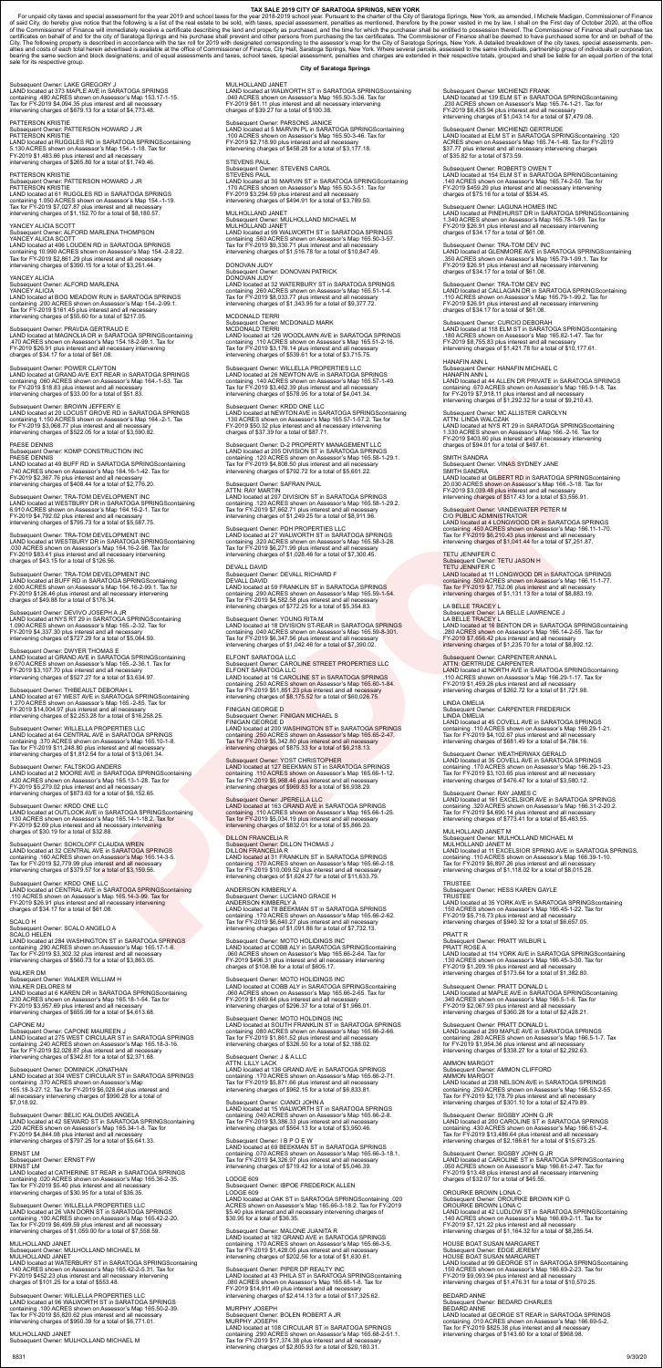# TAX SALE 2019 CITY OF SARATOGA SPRINGS, NEW YORK

For unpaid city taxes and special assessment for the year 2019 and school taxes for the year 2018-2019 school year. Pursuant to the charter of the City of Saratoga Springs, New York, as amended, I Michele Madigan, Commissioner of Finance of said City, do hereby give notice that the following is a list of the real estate to be sold, with taxes, special assessment, penalties as mentioned, therefore by the power vested in me by law, I shall on the First day of October 2020, at the office of the Commissioner of Finance will immediately receive a certificate describing the land and property as purchased, and the time for which the purchaser shall be entitled to possession thereof. The Commissioner of Finance shall purchase tax certificates on behalf of and for the city of Saratoga Springs and his purchase shall prevent and other persons from purchasing the tax certificates. The Commissioner of Finance shall be deemed to have purchased some for and on behalf of the City. The following property is described in accordance with the tax roll for 2019 with designated corresponding to the assessor's map for the City of Saratoga Springs, New York. A detailed breakdown of the city taxes, special assessments, penalties and costs of each total herein advertised is available at the office of Commissioner of Finance, City Hall, Saratoga Springs, New York. Where several parcels, assessed to the same individuals, partnership group of individuals or corporation, bearing the same section and block designations; and of equal assessments and taxes, school taxes, special assessment, penalties and charges are extended in their respective totals, grouped and shall be liable for an equal portion of the total sale for its respective group.

## City of Saratoga Springs

Subsequent Owner: LAKE GREGORY J
LAND located at 373 MAPLE AVE in SARATOGA SPRINGS containing .480 ACRES shown on Assessor's Map 153.17-1-15. Tax for FY-2019 $4,094.35 plus interest and all necessary intervening charges of $679.13 for a total of $4,773.48.

PATTERSON KRISTIE
Subsequent Owner: PATTERSON HOWARD J JR
PATTERSON KRISTIE
LAND located at RUGGLES RD in SARATOGA SPRINGS containing 5.130 ACRES shown on Assessor's Map 154.-1-18. Tax for FY-2019 $1,483.66 plus interest and all necessary intervening charges of $265.80 for a total of $1,749.46.

PATTERSON KRISTIE
Subsequent Owner: PATTERSON HOWARD J JR
PATTERSON KRISTIE
LAND located at 61 RUGGLES RD in SARATOGA SPRINGS containing 1.050 ACRES shown on Assessor's Map 154.-1-19. Tax for FY-2019 $7,027.87 plus interest and all necessary intervening charges of $1,152.70 for a total of $8,180.57.

YANCEY ALICIA SCOTT
Subsequent Owner: ALFORD MARLENA THOMPSON
YANCEY ALICIA SCOTT
LAND located at 406 LOUDEN RD in SARATOGA SPRINGS containing 10.900 ACRES shown on Assessor's Map 154.-2-8.22. Tax for FY-2019 $2,861.29 plus interest and all necessary intervening charges of $390.15 for a total of $3,251.44.

YANCEY ALICIA
Subsequent Owner: ALFORD MARLENA
YANCEY ALICIA
LAND located at BOG MEADOW RUN in SARATOGA SPRINGS containing .200 ACRES shown on Assessor's Map 154.-2-99.1. Tax for FY-2019 $161.45 plus interest and all necessary intervening charges of $55.60 for a total of $217.05.

Subsequent Owner: PRAVDA GERTRAUD E
LAND located at MAGNOLIA DR in SARATOGA SPRINGS containing .470 ACRES shown on Assessor's Map 154.18-2-99.1. Tax for FY-2019 $26.91 plus interest and all necessary intervening charges of $34.17 for a total of $61.08.

Subsequent Owner: POWER CLAYTON
LAND located at GRAND AVE EXT REAR in SARATOGA SPRINGS containing .060 ACRES shown on Assessor's Map 154.-1-53. Tax for FY-2019 $18.83 plus interest and all necessary intervening charges of $33.00 for a total of $51.83.

Subsequent Owner: BROWN JEFFERY E
LAND located at 20 LOCUST GROVE RD in SARATOGA SPRINGS containing 1.130 ACRES shown on Assessor's Map 164.-2-1. Tax for FY-2019 $3,068.77 plus interest and all necessary intervening charges of $522.05 for a total of $3,590.82.

PAESE DENNIS
Subsequent Owner: KOMP CONSTRUCTION INC
PAESE DENNIS
LAND located at 49 BUFF RD in SARATOGA SPRINGS containing .740 ACRES shown on Assessor's Map 164.16-1-42. Tax for FY-2019 $2,367.76 plus interest and all necessary intervening charges of $408.44 for a total of $2,776.20.

Subsequent Owner: TRA-TOM DEVELOPMENT INC
LAND located at WESTBURY DR in SARATOGA SPRINGS containing 6.910 ACRES shown on Assessor's Map 164.16-2-1. Tax for FY-2019 $4,792.02 plus interest and all necessary intervening charges of $795.73 for a total of $5,587.75.

Subsequent Owner: TRA-TOM DEVELOPMENT INC
LAND located at WESTBURY DR in SARATOGA SPRINGS containing .030 ACRES shown on Assessor's Map 164.16-2-98. Tax for FY-2019 $83.41 plus interest and all necessary intervening charges of $43.15 for a total of $126.56.

Subsequent Owner: TRA-TOM DEVELOPMENT INC
LAND located at BUFF RD in SARATOGA SPRINGS containing 2.600 ACRES shown on Assessor's Map 164.16-2-99.1. Tax for FY-2019 $126.46 plus interest and all necessary intervening charges of $49.88 for a total of $176.34.

Subsequent Owner: DEVIVO JOSEPH A JR
LAND located at NYS RT 29 in SARATOGA SPRINGS containing 1.090 ACRES shown on Assessor's Map 165.-2-32. Tax for FY-2019 $4,337.30 plus interest and all necessary intervening charges of $727.29 for a total of $5,064.59.

Subsequent Owner: DWYER THOMAS E
LAND located at GRAND AVE in SARATOGA SPRINGS containing 9.670 ACRES shown on Assessor's Map 165.-2-36.1. Tax for FY-2019 $3,107.70 plus interest and all necessary intervening charges of $527.27 for a total of $3,634.97.

Subsequent Owner: THIBEAULT DEBORAH L
LAND located at 67 WEST AVE in SARATOGA SPRINGS containing 1.270 ACRES shown on Assessor's Map 165.-2-85. Tax for FY-2019 $14,004.97 plus interest and all necessary intervening charges of $2,253.28 for a total of $16,258.25.

Subsequent Owner: WILLELLA PROPERTIES LLC
LAND located at 64 CENTRAL AVE in SARATOGA SPRINGS containing .370 ACRES shown on Assessor's Map 165.10-1-8. Tax for FY-2019 $11,248.80 plus interest and all necessary intervening charges of $1,812.54 for a total of $13,061.34.

Subsequent Owner: FALTEROS ANDRES
LAND located at 2 MOORE AVE in SARATOGA SPRINGS containing .420 ACRES shown on Assessor's Map 165.13-1-28. Tax for FY-2019 $5,278.02 plus interest and all necessary intervening charges of $873.63 for a total of $6,152.65.

Subsequent Owner: KRDD ONE LLC
LAND located at OUTLOOK AVE in SARATOGA SPRINGS containing .130 ACRES shown on Assessor's Map 165.14-1-18.2. Tax for FY-2019 $2.69 plus interest and all necessary intervening charges of $30.19 for a total of $32.88.

Subsequent Owner: SOKOLOFF CLAUDIA WREN
LAND located at 32 CENTRAL AVE in SARATOGA SPRINGS containing .160 ACRES shown on Assessor's Map 165.14-3-5. Tax for FY-2019 $2,779.99 plus interest and all necessary intervening charges of $379.57 for a total of $3,159.56.

Subsequent Owner: KRDD ONE LLC
LAND located at CENTRAL AVE in SARATOGA SPRINGS containing .110 ACRES shown on Assessor's Map 165.14-3-99. Tax for FY-2019 $26.91 plus interest and all necessary intervening charges of $34.17 for a total of $61.08.

SCALO H
Subsequent Owner: SCALO ANGELO A
SCALO HELEN
LAND located at 284 WASHINGTON ST in SARATOGA SPRINGS containing .290 ACRES shown on Assessor's Map 165.17-1-6. Tax for FY-2019 $3,302.32 plus interest and all necessary intervening charges of $560.73 for a total of $3,863.05.

WALKER DM
Subsequent Owner: WALKER WILLIAM H
WALKER DELORES M
LAND located at 6 KAREN DR in SARATOGA SPRINGS containing .230 ACRES shown on Assessor's Map 165.18-1-54. Tax for FY-2019 $3,957.69 plus interest and all necessary intervening charges of $655.99 for a total of $4,613.68.

CAPONE MJ
Subsequent Owner: CAPONE MAUREEN J
LAND located at 275 WEST CIRCULAR ST in SARATOGA SPRINGS containing .240 ACRES shown on Assessor's Map 165.18-3-16. Tax for FY-2019 $2,028.87 plus interest and all necessary intervening charges of $342.81 for a total of $2,371.68.

Subsequent Owner: DOMINICK JONATHAN
LAND located at 304 WEST CIRCULAR ST in SARATOGA SPRINGS containing .370 ACRES shown on Assessor's Map 165.18-3-27.12. Tax for FY-2019 $6,028.64 plus interest and all necessary intervening charges of $990.28 for a total of $7,018.92.

Subsequent Owner: BELIC KALOUDIS ANGELA
LAND located at 42 SEWARD ST in SARATOGA SPRINGS containing .220 ACRES shown on Assessor's Map 165.34-1-8. Tax for FY-2019 $4,844.08 plus interest and all necessary intervening charges of $797.25 for a total of $5,641.33.

ERNST LM
Subsequent Owner: ERNST FW
ERNST LM
LAND located at CATHERINE ST REAR in SARATOGA SPRINGS containing .020 ACRES shown on Assessor's Map 165.36-2-35. Tax for FY-2019 $5.40 plus interest and all necessary intervening charges of $30.95 for a total of $36.35.

Subsequent Owner: WILLELLA PROPERTIES LLC
LAND located at 26 VAN DORN ST in SARATOGA SPRINGS containing .100 ACRES shown on Assessor's Map 165.42-2-20. Tax for FY-2019 $6,499.59 plus interest and all necessary intervening charges of $1,059.00 for a total of $7,558.59.

MULHOLLAND JANET
Subsequent Owner: MULHOLLAND MICHAEL M
MULHOLLAND JANET
LAND located at WAYERSBURY ST in SARATOGA SPRINGS containing .140 ACRES shown on Assessor's Map 165.42-2-5.31. Tax for FY-2019 $452.23 plus interest and all necessary intervening charges of $101.25 for a total of $553.48.

Subsequent Owner: WILLELLA PROPERTIES LLC
LAND located at 96 WALWORTH ST in SARATOGA SPRINGS containing .100 ACRES shown on Assessor's Map 165.50-2-39. Tax for FY-2019 $5,820.62 plus interest and all necessary intervening charges of $950.39 for a total of $6,771.01.

MULHOLLAND JANET
Subsequent Owner: MULHOLLAND MICHAEL M
MULHOLLAND JANET
LAND located at WALWORTH ST in SARATOGA SPRINGS containing .040 ACRES shown on Assessor's Map 165.50-3-36. Tax for FY-2019 $61.11 plus interest and all necessary intervening charges of $39.27 for a total of $100.38.

Subsequent Owner: PARSONS JANICE
LAND located at 5 MARVIN PL in SARATOGA SPRINGS containing .100 ACRES shown on Assessor's Map 165.50-3-46. Tax for FY-2019 $2,718.90 plus interest and all necessary intervening charges of $458.28 for a total of $3,177.18.

STEVENS PAUL
Subsequent Owner: STEVENS CAROL
STEVENS PAUL
LAND located at 30 MARVIN ST in SARATOGA SPRINGS containing .170 ACRES shown on Assessor's Map 165.50-3-52. Tax for FY-2019 $3,294.59 plus interest and all necessary intervening charges of $494.91 for a total of $3,789.50.

MULHOLLAND JANET
Subsequent Owner: MULHOLLAND MICHAEL M
MULHOLLAND JANET
LAND located at 99 WALWORTH ST in SARATOGA SPRINGS containing .360 ACRES shown on Assessor's Map 165.50-3-57. Tax for FY-2019 $9,330.71 plus interest and all necessary intervening charges of $1,516.78 for a total of $10,847.49.

DONOVAN JUDY
Subsequent Owner: DONOVAN PATRICK
DONOVAN JUDY
LAND located at 32 WATERBURY ST in SARATOGA SPRINGS containing .260 ACRES shown on Assessor's Map 165.51-1-4. Tax for FY-2019 $8,033.77 plus interest and all necessary intervening charges of $1,343.95 for a total of $9,377.72.

MCDONALD TERRI
Subsequent Owner: MCDONALD MARK
MCDONALD TERRI
LAND located at 126 WOODLAWN AVE in SARATOGA SPRINGS containing .110 ACRES shown on Assessor's Map 165.51-2-16. Tax for FY-2019 $3,176.14 plus interest and all necessary intervening charges of $539.61 for a total of $3,715.75.

Subsequent Owner: WILLELLA PROPERTIES LLC
LAND located at 26 NEWTON AVE in SARATOGA SPRINGS containing .140 ACRES shown on Assessor's Map 165.57-1-49. Tax for FY-2019 $3,462.39 plus interest and all necessary intervening charges of $578.95 for a total of $4,041.34.

Subsequent Owner: KRDD ONE LLC
LAND located at NEWTON AVE in SARATOGA SPRINGS containing .130 ACRES shown on Assessor's Map 165.57-1-57.2. Tax for FY-2019 $50.32 plus interest and all necessary intervening charges of $37.39 for a total of $87.71.

Subsequent Owner: D-2 PROPERTY MANAGEMENT LLC
LAND located at 205 DIVISION ST in SARATOGA SPRINGS containing .120 ACRES shown on Assessor's Map 165.58-1-29.1. Tax for FY-2019 $4,808.50 plus interest and all necessary intervening charges of $792.72 for a total of $5,601.22.

Subsequent Owner: SAFRAN PAUL
ATTN: RAY MARTIN
LAND located at 207 DIVISION ST in SARATOGA SPRINGS containing .120 ACRES shown on Assessor's Map 165.58-1-29.2. Tax for FY-2019 $7,662.71 plus interest and all necessary intervening charges of $1,249.25 for a total of $8,911.96.

Subsequent Owner: RDH PROPERTIES LLC
LAND located at 27 WALWORTH ST in SARATOGA SPRINGS containing .320 ACRES shown on Assessor's Map 165.58-3-28. Tax for FY-2019 $6,271.99 plus interest and all necessary intervening charges of $1,028.46 for a total of $7,300.45.

DEVALL DAVID
Subsequent Owner: DEVALL RICHARD F
DEVALL DAVID
LAND located at 59 FRANKLIN ST in SARATOGA SPRINGS containing .290 ACRES shown on Assessor's Map 165.59-1-54. Tax for FY-2019 $4,582.58 plus interest and all necessary intervening charges of $772.25 for a total of $5,354.83.

Subsequent Owner: YOUNG RITA M
LAND located at 16 DIVISION ST REAR in SARATOGA SPRINGS containing .040 ACRES shown on Assessor's Map 165.59-8-301. Tax for FY-2019 $6,347.56 plus interest and all necessary intervening charges of $1,042.46 for a total of $7,390.02.

ELFONT SARATOGA LLC
Subsequent Owner: CAROLINE STREET PROPERTIES LLC
ELFONT SARATOGA LLC
LAND located at 16 CAROLINE ST in SARATOGA SPRINGS containing .250 ACRES shown on Assessor's Map 165.60-1-84. Tax for FY-2019 $51,851.23 plus interest and all necessary intervening charges of $8,175.52 for a total of $60,026.75.

FINIGAN GEORGE D
Subsequent Owner: FINIGAN MICHAEL S
FINIGAN GEORGE D
LAND located at 200 WASHINGTON ST in SARATOGA SPRINGS containing .250 ACRES shown on Assessor's Map 165.65-2-47. Tax for FY-2019 $5,342.80 plus interest and all necessary intervening charges of $875.33 for a total of $6,218.13.

Subsequent Owner: YOST CHRISTOPHER
LAND located at 127 BEEKMAN ST in SARATOGA SPRINGS containing .110 ACRES shown on Assessor's Map 165.66-1-12. Tax for FY-2019 $5,968.46 plus interest and all necessary intervening charges of $969.83 for a total of $6,938.29.

Subsequent Owner: JPERELLA LLC
LAND located at 163 GRAND AVE in SARATOGA SPRINGS containing .110 ACRES shown on Assessor's Map 165.66-1-25. Tax for FY-2019 $5,034.19 plus interest and all necessary intervening charges of $832.01 for a total of $5,866.20.

DILLON FRANCELIA R
Subsequent Owner: DILLON THOMAS J
DILLON FRANCELIA R
LAND located at 31 FRANKLIN ST in SARATOGA SPRINGS containing .170 ACRES shown on Assessor's Map 165.66-2-18. Tax for FY-2019 $10,009.52 plus interest and all necessary intervening charges of $1,624.27 for a total of $11,633.79.

ANDERSON KIMBERLY A
Subsequent Owner: LUCIANO GRACE H
ANDERSON KIMBERLY A
LAND located at 78 BEEKMAN ST in SARATOGA SPRINGS containing .170 ACRES shown on Assessor's Map 165.66-2-62. Tax for FY-2019 $6,640.27 plus interest and all necessary intervening charges of $1,091.86 for a total of $7,732.13.

Subsequent Owner: MOTO HOLIDINGS INC
LAND located at COBB ALY in SARATOGA SPRINGS containing .060 ACRES shown on Assessor's Map 165.66-2-64. Tax for FY-2019 $496.31 plus interest and all necessary intervening charges of $108.86 for a total of $605.17.

Subsequent Owner: MOTO HOLIDINGS INC
LAND located at COBB ALY in SARATOGA SPRINGS containing .060 ACRES shown on Assessor's Map 165.66-2-65. Tax for FY-2019 $1,669.64 plus interest and all necessary intervening charges of $296.37 for a total of $1,966.01.

Subsequent Owner: MOTO HOLDINGS INC
LAND located at SOUTH FRANKLIN ST in SARATOGA SPRINGS containing .080 ACRES shown on Assessor's Map 165.66-2-66. Tax for FY-2019 $1,861.52 plus interest and all necessary intervening charges of $326.50 for a total of $2,188.02.

Subsequent Owner: J & A LLC
ATTN: LILLY LACK
LAND located at 136 GRAND AVE in SARATOGA SPRINGS containing .170 ACRES shown on Assessor's Map 165.66-2-71. Tax for FY-2019 $5,871.66 plus interest and all necessary intervening charges of $962.15 for a total of $6,833.81.

Subsequent Owner: CIANCI JOHN A
LAND located at 15 WALWORTH ST in SARATOGA SPRINGS containing .040 ACRES shown on Assessor's Map 165.66-2-8. Tax for FY-2019 $3,386.33 plus interest and all necessary intervening charges of $564.13 for a total of $3,950.46.

Subsequent Owner: I B P O E W
LAND located at 69 BEEKMAN ST in SARATOGA SPRINGS containing .070 ACRES shown on Assessor's Map 165.66-3-18.1. Tax for FY-2019 $4,326.97 plus interest and all necessary intervening charges of $719.42 for a total of $5,046.39.

LODGE 609
Subsequent Owner: IBPOE FREDERICK ALLEN
LODGE 609
LAND located at OAK ST in SARATOGA SPRINGS containing .020 ACRES shown on Assessor's Map 165.66-3-18.2. Tax for FY-2019 $5.40 plus interest and all necessary intervening charges of $30.95 for a total of $36.35.

Subsequent Owner: MALONE JUANITA R
LAND located at 182 GRAND AVE in SARATOGA SPRINGS containing .170 ACRES shown on Assessor's Map 165.66-3-5. Tax for FY-2019 $1,428.05 plus interest and all necessary intervening charges of $202.56 for a total of $1,630.61.

Subsequent Owner: PIPER OP REALTY INC
LAND located at 8 PHILA ST in SARATOGA SPRINGS containing .080 ACRES shown on Assessor's Map 165.68-1-8. Tax for FY-2019 $14,911.49 plus interest and all necessary intervening charges of $2,414.13 for a total of $17,325.62.

MURPHY JOSEPH
Subsequent Owner: BOLEN ROBERT A JR
MURPHY JOSEPH
LAND located at 108 CIRCULAR ST in SARATOGA SPRINGS containing .290 ACRES shown on Assessor's Map 165.68-2-51.1. Tax for FY-2019 $17,374.38 plus interest and all necessary intervening charges of $2,805.93 for a total of $20,180.31.

Subsequent Owner: MICHIENZI FRANK
LAND located at 139 ELM ST in SARATOGA SPRINGS containing .230 ACRES shown on Assessor's Map 165.74-1-21. Tax for FY-2019 $6,435.94 plus interest and all necessary intervening charges of $1,043.14 for a total of $7,479.08.

Subsequent Owner: MICHIENZI GERTRUDE
LAND located at ELM ST in SARATOGA SPRINGS containing .120 ACRES shown on Assessor's Map 165.74-1-48. Tax for FY-2019 $37.77 plus interest and all necessary intervening charges of $35.82 for a total of $73.59.

Subsequent Owner: ROBERTS OWEN T
LAND located at 154 ELM ST in SARATOGA SPRINGS containing .140 ACRES shown on Assessor's Map 165.74-2-50. Tax for FY-2019 $459.29 plus interest and all necessary intervening charges of $75.16 for a total of $534.45.

Subsequent Owner: LAGUNA HOMES INC
LAND located at PINEHURST DR in SARATOGA SPRINGS containing 1.340 ACRES shown on Assessor's Map 165.78-1-99. Tax for FY-2019 $26.91 plus interest and all necessary intervening charges of $34.17 for a total of $61.08.

Subsequent Owner: TRA-TOM DEV INC
LAND located at GLENMORE AVE in SARATOGA SPRINGS containing .350 ACRES shown on Assessor's Map 165.79-1-99.1. Tax for FY-2019 $26.91 plus interest and all necessary intervening charges of $34.17 for a total of $61.08.

Subsequent Owner: TRA-TOM DEV INC
LAND located at CALLAGHAN DR in SARATOGA SPRINGS containing .110 ACRES shown on Assessor's Map 165.79-1-99.2. Tax for FY-2019 $26.91 plus interest and all necessary intervening charges of $34.17 for a total of $61.08.

Subsequent Owner: CURCIO DEBORAH
LAND located at 118 ELM ST in SARATOGA SPRINGS containing .180 ACRES shown on Assessor's Map 165.82-1-47. Tax for FY-2019 $8,755.83 plus interest and all necessary intervening charges of $1,421.78 for a total of $10,177.61.

HANAFIN ANN L
Subsequent Owner: HANAFIN MICHAEL C
HANAFIN ANN L
LAND located at 44 ALLEN DR PRIVATE in SARATOGA SPRINGS containing .670 ACRES shown on Assessor's Map 165.9-1-8. Tax for FY-2019 $7,918.11 plus interest and all necessary intervening charges of $1,292.32 for a total of $9,210.43.

Subsequent Owner: MC ALLISTER CAROLYN
ATTN: LINDA WALCZAK
LAND located at NYS RT 29 in SARATOGA SPRINGS containing 1.330 ACRES shown on Assessor's Map 166.-2-16. Tax for FY-2019 $403.60 plus interest and all necessary intervening charges of $94.01 for a total of $497.61.

SMITH SANDRA
Subsequent Owner: VINAS SYDNEY JANE
SMITH SANDRA
LAND located at GILBERT RD in SARATOGA SPRINGS containing 20.030 ACRES shown on Assessor's Map 166.-3-18. Tax for FY-2019 $3,039.48 plus interest and all necessary intervening charges of $517.43 for a total of $3,556.91.

Subsequent Owner: VANDEWATER PETER M
C/O PUBLIC ADMINISTRATOR
LAND located at 4 LONGWOOD DR in SARATOGA SPRINGS containing .450 ACRES shown on Assessor's Map 166.11-1-70. Tax for FY-2019 $6,210.43 plus interest and all necessary intervening charges of $1,041.44 for a total of $7,251.87.

TETU JENNIFER C
Subsequent Owner: TETU JASON H
TETU JENNIFER C
LAND located at 11 LONGWOOD DR in SARATOGA SPRINGS containing .500 ACRES shown on Assessor's Map 166.11-1-77. Tax for FY-2019 $7,752.06 plus interest and all necessary intervening charges of $1,131.13 for a total of $8,883.19.

LA BELLE TRACEY L
Subsequent Owner: LA BELLE LAWRENCE J
LA BELLE TRACEY L
LAND located at 16 BENTON DR in SARATOGA SPRINGS containing .280 ACRES shown on Assessor's Map 166.14-2-55. Tax for FY-2019 $7,656.42 plus interest and all necessary intervening charges of $1,235.70 for a total of $8,892.12.

Subsequent Owner: CARPENTER ANNA L
ATTN: GERTRUDE CARPENTER
LAND located at NORTH AVE in SARATOGA SPRINGS containing .110 ACRES shown on Assessor's Map 166.29-1-17. Tax for FY-2019 $1,459.26 plus interest and all necessary intervening charges of $262.72 for a total of $1,721.98.

LINDA OMELIA
Subsequent Owner: CARPENTER FREDERICK
LINDA OMELIA
LAND located at 45 COVELL AVE in SARATOGA SPRINGS containing .110 ACRES shown on Assessor's Map 166.29-1-21. Tax for FY-2019 $4,102.67 plus interest and all necessary intervening charges of $681.49 for a total of $4,784.16.

Subsequent Owner: WEATHERWAX GERALD
LAND located at 35 COVELL AVE in SARATOGA SPRINGS containing .170 ACRES shown on Assessor's Map 166.29-1-23. Tax for FY-2019 $3,103.65 plus interest and all necessary intervening charges of $476.47 for a total of $3,580.12.

Subsequent Owner: RAY JAMES C
LAND located at 161 EXCELSIOR AVE in SARATOGA SPRINGS containing .320 ACRES shown on Assessor's Map 166.31-2-20.2. Tax for FY-2019 $4,690.14 plus interest and all necessary intervening charges of $773.41 for a total of $5,463.55.

MULHOLLAND JANET M
Subsequent Owner: MULHOLLAND MICHAEL M
MULHOLLAND JANET M
LAND located at 11 EXCELSIOR SPRING AVE in SARATOGA SPRINGS, containing .110 ACRES shown on Assessor's Map 166.39-1-10. Tax for FY-2019 $6,897.26 plus interest and all necessary intervening charges of $1,118.02 for a total of $8,015.28.

TRUSTEE
Subsequent Owner: HESS KAREN GAYLE
TRUSTEE
LAND located at 35 YORK AVE in SARATOGA SPRINGS containing .150 ACRES shown on Assessor's Map 166.45-1-22. Tax for FY-2019 $5,716.73 plus interest and all necessary intervening charges of $940.32 for a total of $6,657.05.

PRATT R
Subsequent Owner: PRATT WILBUR L
PRATT ROSE A
LAND located at 114 YORK AVE in SARATOGA SPRINGS containing .130 ACRES shown on Assessor's Map 166.45-3-30. Tax for FY-2019 $1,209.16 plus interest and all necessary intervening charges of $173.64 for a total of $1,382.80.

Subsequent Owner: PRATT DONALD L
LAND located at MAPLE AVE in SARATOGA SPRINGS containing .340 ACRES shown on Assessor's Map 166.5-1-6. Tax for FY-2019 $2,067.93 plus interest and all necessary intervening charges of $360.28 for a total of $2,428.21.

Subsequent Owner: PRATT DONALD L
LAND located at 299 MAPLE AVE in SARATOGA SPRINGS containing .280 ACRES shown on Assessor's Map 166.5-1-7. Tax for FY-2019 $1,954.36 plus interest and all necessary intervening charges of $338.27 for a total of $2,292.63.

AMMON MARGOT
Subsequent Owner: AMMON CLIFFORD
AMMON MARGOT
LAND located at 218 NELSON AVE in SARATOGA SPRINGS containing .250 ACRES shown on Assessor's Map 166.53-2-55. Tax for FY-2019 $2,178.79 plus interest and all necessary intervening charges of $301.10 for a total of $2,479.89.

Subsequent Owner: SIGSBY JOHN G JR
LAND located at 200 CAROLINE ST in SARATOGA SPRINGS containing .430 ACRES shown on Assessor's Map 166.61-2-4. Tax for FY-2019 $13,486.64 plus interest and all necessary intervening charges of $2,186.61 for a total of $15,673.25.

Subsequent Owner: SIGSBY JOHN G JR
LAND located at CAROLINE ST in SARATOGA SPRINGS containing .050 ACRES shown on Assessor's Map 166.61-2-47. Tax for FY-2019 $13.48 plus interest and all necessary intervening charges of $32.07 for a total of $45.55.

OROURKE BROWN LONA C
Subsequent Owner: OROURKE BROWN KIP G
OROURKE BROWN LONA C
LAND located at 42 LUDLOW ST in SARATOGA SPRINGS containing .140 ACRES shown on Assessor's Map 166.69-2-11. Tax for FY-2019 $7,121.22 plus interest and all necessary intervening charges of $1,164.32 for a total of $8,285.54.

HOUSE BOAT SUSAN MARGARET
Subsequent Owner: EDGE JEREMY
HOUSE BOAT SUSAN MARGARET
LAND located at 99 GEORGE ST in SARATOGA SPRINGS containing .150 ACRES shown on Assessor's Map 166.69-2-23. Tax for FY-2019 $9,093.94 plus interest and all necessary intervening charges of $1,476.31 for a total of $10,570.25.

BEDARD ANNE
Subsequent Owner: BEDARD CHARLES
BEDARD ANNE
LAND located at GEORGE ST REAR in SARATOGA SPRINGS containing .010 ACRES shown on Assessor's Map 166.69-5-2. Tax for FY-2019 $825.38 plus interest and all necessary intervening charges of $143.60 for a total of $968.98.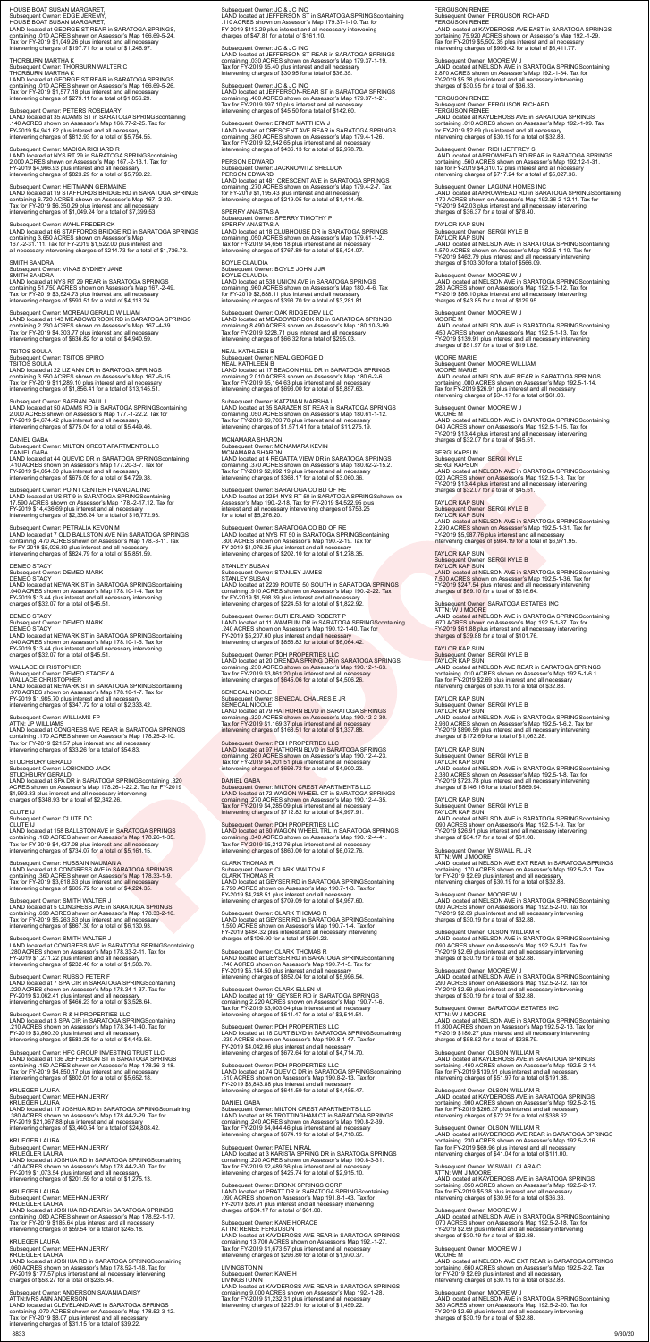HOUSE BOAT SUSAN MARGARET,
Subsequent Owner: EDGE JEREMY,
HOUSE BOAT SUSAN MARGARET,
LAND located at GEORGE ST REAR in SARATOGA SPRINGS,
containing .010 ACRES shown on Assessor's Map 166.69-5-24.
Tax for FY-2019 $1,049.26 plus interest and all necessary
intervening charges of $197.71 for a total of $1,246.97.

THORBURN MARTHA K
Subsequent Owner: THORBURN WALTER C
THORBURN MARTHA K
LAND located at GEORGE ST REAR in SARATOGA SPRINGS
containing .010 ACRES shown on Assessor's Map 166.69-5-26.
Tax for FY-2019 $1,577.18 plus interest and all necessary
intervening charges of $279.11 for a total of $1,856.29.

Subsequent Owner: PETERS ROSEMARY
LAND located at 35 ADAMS ST in SARATOGA SPRINGScontaining
.140 ACRES shown on Assessor's Map 166.77-2-25. Tax for
FY-2019 $4,941.62 plus interest and all necessary
intervening charges of $812.93 for a total of $5,754.55.

Subsequent Owner: MACICA RICHARD R
LAND located at NYS RT 29 in SARATOGA SPRINGScontaining
2.000 ACRES shown on Assessor's Map 167.-2-13.1. Tax for
FY-2019 $4,966.93 plus interest and all necessary
intervening charges of $823.29 for a total of $5,790.22.

Subsequent Owner: HEITMANN GERMAINE
LAND located at 19 STAFFORDS BRIDGE RD in SARATOGA SPRINGS
containing 6.720 ACRES shown on Assessor's Map 167.-2-20.
Tax for FY-2019 $6,350.29 plus interest and all necessary
intervening charges of $1,049.24 for a total of $7,399.53.

Subsequent Owner: WAHL FREDERICK
LAND located at 68 STAFFORDS BRIDGE RD in SARATOGA SPRINGS
containing 5.950 ACRES shown on Assessor's Map
167.-2-31.111. Tax for FY-2019 $1,522.00 plus interest and
all necessary intervening charges of $214.73 for a total of $1,736.73.

SMITH SANDRA
Subsequent Owner: VINAS SYDNEY JANE
SMITH SANDRA
LAND located at NYS RT 29 REAR in SARATOGA SPRINGS
containing 51.750 ACRES shown on Assessor's Map 167.-2-49.
Tax for FY-2019 $3,524.73 plus interest and all necessary
intervening charges of $593.51 for a total of $4,118.24.

Subsequent Owner: MOREAU GERALD WILLIAM
LAND located at 143 MEADOWBROOK RD in SARATOGA SPRINGS
containing 2.230 ACRES shown on Assessor's Map 167.-4-39.
Tax for FY-2019 $4,303.77 plus interest and all necessary
intervening charges of $636.82 for a total of $4,940.59.

TSITOS SOULA
Subsequent Owner: TSITOS SPIRO
TSITOS SOULA
LAND located at 22 LIZ ANN DR in SARATOGA SPRINGS
containing 3.550 ACRES shown on Assessor's Map 167.-6-15.
Tax for FY-2019 $11,288.10 plus interest and all necessary
intervening charges of $1,856.41 for a total of $13,145.51.

Subsequent Owner: SAFRAN PAUL L
LAND located at 50 ADAMS RD in SARATOGA SPRINGS containing
2.000 ACRES shown on Assessor's Map 177.-1-22.2. Tax for
FY-2019 $4,674.42 plus interest and all necessary
intervening charges of $775.04 for a total of $5,449.46.

DANIEL GABA
Subsequent Owner: MILTON CREST APARTMENTS LLC
DANIEL GABA
LAND located at 44 QUEVIC DR in SARATOGA SPRINGScontaining
.410 ACRES shown on Assessor's Map 177.20-3-7. Tax for
FY-2019 $4,054.30 plus interest and all necessary
intervening charges of $675.08 for a total of $4,729.38.

Subsequent Owner: POINT CENTER FINANCIAL INC
LAND located at US RT 9 in SARATOGA SPRINGScontaining
17.590 ACRES shown on Assessor's Map 178.-2-17.12. Tax for
FY-2019 $14,436.69 plus interest and all necessary
intervening charges of $2,336.24 for a total of $16,772.93.

Subsequent Owner: PETRALIA KEVIN M
LAND located at 7 OLD BALLSTON AVE N in SARATOGA SPRINGS
containing .470 ACRES shown on Assessor's Map 178.-3-11. Tax
for FY-2019 $5,026.80 plus interest and all necessary
intervening charges of $824.79 for a total of $5,851.59.

DEMEO STACY
Subsequent Owner: DEMEO MARK
DEMEO STACY
LAND located at NEWARK ST in SARATOGA SPRINGScontaining
.040 ACRES shown on Assessor's Map 178.10-1-4. Tax for
FY-2019 $13.44 plus interest and all necessary intervening
charges of $32.07 for a total of $45.51.

DEMEO STACY
Subsequent Owner: DEMEO MARK
DEMEO STACY
LAND located at NEWARK ST in SARATOGA SPRINGScontaining
.040 ACRES shown on Assessor's Map 178.10-1-6. Tax for
FY-2019 $13.44 plus interest and all necessary intervening
charges of $32.07 for a total of $45.51.

WALLACE CHRISTOPHER
Subsequent Owner: DEMEO STACEY A
WALLACE CHRISTOPHER
LAND located at NEWARK ST in SARATOGA SPRINGScontaining
.970 ACRES shown on Assessor's Map 178.10-1-7. Tax for
FY-2019 $1,985.70 plus interest and all necessary
intervening charges of $347.72 for a total of $2,333.42.

Subsequent Owner: WILLIAMS FP
ATTN: JP WILLIAMS
LAND located at CONGRESS AVE REAR in SARATOGA SPRINGS
containing .170 ACRES shown on Assessor's Map 178.25-2-10.
Tax for FY-2019 $21.57 plus interest and all necessary
intervening charges of $33.26 for a total of $54.83.

STUCHBURY GERALD
Subsequent Owner: LOBIONDO JACK
STUCHBURY GERALD
LAND located at SPA DR in SARATOGA SPRINGScontaining .320
ACRES shown on Assessor's Map 178.26-1-22.2. Tax for FY-2019
$1,993.33 plus interest and all necessary intervening
charges of $348.93 for a total of $2,342.26.

CLUTE IJ
Subsequent Owner: CLUTE DC
CLUTE IJ
LAND located at 156 BALLSTON AVE in SARATOGA SPRINGS
containing .160 ACRES shown on Assessor's Map 178.26-1-35.
Tax for FY-2019 $4,427.08 plus interest and all necessary
intervening charges of $734.07 for a total of $5,161.15.

Subsequent Owner: HUSSAIN NAUMAN A
LAND located at 8 CONGRESS AVE in SARATOGA SPRINGS
containing .390 ACRES shown on Assessor's Map 178.33-1-9.
Tax for FY-2019 $3,618.63 plus interest and all necessary
intervening charges of $605.72 for a total of $4,224.35.

Subsequent Owner: SMITH WALTER J
LAND located at 5 CONGRESS AVE in SARATOGA SPRINGS
containing .400 ACRES shown on Assessor's Map 178.33-2-10.
Tax for FY-2019 $5,263.63 plus interest and all necessary
intervening charges of $867.30 for a total of $6,130.93.

Subsequent Owner: SMITH WALTER J
LAND located at CONGRESS AVE in SARATOGA SPRINGScontaining
.280 ACRES shown on Assessor's Map 178.33-2-11. Tax for
FY-2019 $1,271.22 plus interest and all necessary
intervening charges of $232.48 for a total of $1,503.70.

Subsequent Owner: RUSSO PETER F
LAND located at 7 SPA CIR in SARATOGA SPRINGScontaining
.220 ACRES shown on Assessor's Map 178.34-1-37. Tax for
FY-2019 $3,062.41 plus interest and all necessary
intervening charges of $466.23 for a total of $3,528.64.

Subsequent Owner: R & H PROPERTIES LLC
LAND located at 3 SPA CIR in SARATOGA SPRINGScontaining
.210 ACRES shown on Assessor's Map 178.34-1-40. Tax for
FY-2019 $3,860.30 plus interest and all necessary
intervening charges of $583.28 for a total of $4,443.58.

Subsequent Owner: HFC GROUP INVESTING TRUST LLC
LAND located at 136 JEFFERSON ST in SARATOGA SPRINGS
containing .150 ACRES shown on Assessor's Map 178.36-3-18.
Tax for FY-2019 $4,850.17 plus interest and all necessary
intervening charges of $802.01 for a total of $5,652.18.

KRUEGER LAURA
Subsequent Owner: MEEHAN JERRY
KRUEGER LAURA
LAND located at 17 JOSHUA RD in SARATOGA SPRINGScontaining
.380 ACRES shown on Assessor's Map 178.44-2-29. Tax for
FY-2019 $21,367.88 plus interest and all necessary
intervening charges of $3,440.54 for a total of $24,808.42.

KRUEGER LAURA
Subsequent Owner: MEEHAN JERRY
KRUEGER LAURA
LAND located at JOSHUA RD in SARATOGA SPRINGScontaining
.140 ACRES shown on Assessor's Map 178.44-2-30. Tax for
FY-2019 $1,073.54 plus interest and all necessary
intervening charges of $201.59 for a total of $1,275.13.

KRUEGER LAURA
Subsequent Owner: MEEHAN JERRY
KRUEGER LAURA
LAND located at JOSHUA RD-REAR in SARATOGA SPRINGS
containing .080 ACRES shown on Assessor's Map 178.52-1-17.
Tax for FY-2019 $185.64 plus interest and all necessary
intervening charges of $59.54 for a total of $245.18.

KRUEGER LAURA
Subsequent Owner: MEEHAN JERRY
KRUEGER LAURA
LAND located at JOSHUA RD in SARATOGA SPRINGScontaining
.060 ACRES shown on Assessor's Map 178.52-1-18. Tax for
FY-2019 $177.57 plus interest and all necessary intervening
charges of $58.27 for a total of $235.84.

Subsequent Owner: ANDERSON SAVANIA DAISY
ATTN:MRS ANN ANDERSON
LAND located at CLEVELAND AVE in SARATOGA SPRINGS
containing .070 ACRES shown on Assessor's Map 178.52-3-12.
Tax for FY-2019 $8.07 plus interest and all necessary
intervening charges of $31.15 for a total of $39.22.

Subsequent Owner: JC & JC INC
LAND located at JEFFERSON ST in SARATOGA SPRINGScontaining
110 ACRES shown on Assessor's Map 179.37-1-10. Tax for
FY-2019 $13.29 plus interest and all necessary intervening
charges of $47.81 for a total of $161.10.

Subsequent Owner: JC & JC INC
LAND located at JEFFERSON ST-REAR in SARATOGA SPRINGS
containing .030 ACRES shown on Assessor's Map 179.37-1-19.
Tax for FY-2019 $5.40 plus interest and all necessary
intervening charges of $30.95 for a total of $36.35.

Subsequent Owner: JC & JC INC
LAND located at JEFFERSON ST-REAR in SARATOGA SPRINGS
containing .400 ACRES shown on Assessor's Map 179.37-1-21.
Tax for FY-2019 $97.10 plus interest and all necessary
intervening charges of $45.50 for a total of $142.60.

Subsequent Owner: ERNST MATTHEW J
LAND located at CRESENT AVE REAR in SARATOGA SPRINGS
containing .360 ACRES shown on Assessor's Map 179.4-1-26.
Tax for FY-2019 $2,542.65 plus interest and all necessary
intervening charges of $436.13 for a total of $2,978.78.

PERSON EDWARD
Subsequent Owner: JACKNOWITZ SHELDON
PERSON EDWARD
LAND located at 481 CRESCENT AVE in SARATOGA SPRINGS
containing .270 ACRES shown on Assessor's Map 179.4-2-7. Tax
for FY-2019 $1,195.43 plus interest and all necessary
intervening charges of $219.05 for a total of $1,414.48.

SPERRY ANASTASIA
Subsequent Owner: SPERRY TIMOTHY P
SPERRY ANASTASIA
LAND located at 18 CLUBHOUSE DR in SARATOGA SPRINGS
containing .050 ACRES shown on Assessor's Map 179.61-1-2.
Tax for FY-2019 $4,656.18 plus interest and all necessary
intervening charges of $767.89 for a total of $5,424.07.

BOYLE CLAUDIA
Subsequent Owner: BOYLE JOHN J JR
BOYLE CLAUDIA
LAND located at 538 UNION AVE in SARATOGA SPRINGS
containing .060 ACRES shown on Assessor's Map 180.-4-6. Tax
for FY-2019 $2,888.11 plus interest and all necessary
intervening charges of $393.70 for a total of $3,281.81.

Subsequent Owner: OAK RIDGE DEV LLC
LAND located at MEADOWBROOK RD in SARATOGA SPRINGS
containing 8.490 ACRES shown on Assessor's Map 180.10-3-99.
Tax for FY-2019 $228.71 plus interest and all necessary
intervening charges of $66.32 for a total of $295.03.

NEAL KATHLEEN B
Subsequent Owner: NEAL GEORGE D
NEAL KATHLEEN B
LAND located at 17 BEACON HILL DR in SARATOGA SPRINGS
containing 2.010 ACRES shown on Assessor's Map 180.6-2-6.
Tax for FY-2019 $5,164.63 plus interest and all necessary
intervening charges of $693.00 for a total of $5,857.63.

Subsequent Owner: KATZMAN MARSHA L
LAND located at 35 SARAZEN ST REAR in SARATOGA SPRINGS
containing .050 ACRES shown on Assessor's Map 180.61-1-12.
Tax for FY-2019 $9,703.78 plus interest and all necessary
intervening charges of $1,571.41 for a total of $11,275.19.

MCNAMARA SHARON
Subsequent Owner: MCNAMARA KEVIN
MCNAMARA SHARON
LAND located at 4 REGATTA VIEW DR in SARATOGA SPRINGS
containing .370 ACRES shown on Assessor's Map 180.62-2-15.2.
Tax for FY-2019 $2,692.19 plus interest and all necessary
intervening charges of $368.17 for a total of $3,060.36.

Subsequent Owner: SARATOGA CO BD OF RE
LAND located at 2254 NYS RT 50 in SARATOGA SPRINGSshown on
Assessor's Map 190.-2-18. Tax for FY-2019 $4,522.95 plus
interest and all necessary intervening charges of $753.25
for a total of $5,276.20.

Subsequent Owner: SARATOGA CO BD OF RE
LAND located at NYS RT 50 in SARATOGA SPRINGScontaining
.800 ACRES shown on Assessor's Map 190.-2-19. Tax for
FY-2019 $1,076.25 plus interest and all necessary
intervening charges of $202.10 for a total of $1,278.35.

STANLEY SUSAN
Subsequent Owner: STANLEY JAMES
STANLEY SUSAN
LAND located at 2239 ROUTE 50 SOUTH in SARATOGA SPRINGS
containing .910 ACRES shown on Assessor's Map 190.-2-22. Tax
for FY-2019 $1,598.39 plus interest and all necessary
intervening charges of $224.53 for a total of $1,822.92.

Subsequent Owner: SUTHERLAND ROBERT P
LAND located at 11 WAMPUM DR in SARATOGA SPRINGScontaining
.240 ACRES shown on Assessor's Map 190.12-1-40. Tax for
FY-2019 $5,207.60 plus interest and all necessary
intervening charges of $856.82 for a total of $6,064.42.

Subsequent Owner: PDH PROPERTIES LLC
LAND located at 20 DRESDEN SPRING DR in SARATOGA SPRINGS
containing .230 ACRES shown on Assessor's Map 190.12-1-63.
Tax for FY-2019 $3,861.20 plus interest and all necessary
intervening charges of $645.06 for a total of $4,506.26.

SENECAL NICOLE
Subsequent Owner: SENECAL CHARLES E JR
SENECAL NICOLE
LAND located at 79 HATHORN BLVD in SARATOGA SPRINGS
containing .320 ACRES shown on Assessor's Map 190.12-2-30.
Tax for FY-2019 $1,169.37 plus interest and all necessary
intervening charges of $168.51 for a total of $1,337.88.

Subsequent Owner: PDH PROPERTIES LLC
LAND located at HATHORN BLVD in SARATOGA SPRINGS
containing .260 ACRES shown on Assessor's Map 190.12-4-23.
Tax for FY-2019 $4,201.51 plus interest and all necessary
intervening charges of $698.72 for a total of $4,900.23.

DANIEL GABA
Subsequent Owner: MILTON CREST APARTMENTS LLC
LAND located at 72 WAGON WHEEL CT in SARATOGA SPRINGS
containing .270 ACRES shown on Assessor's Map 190.12-4-35.
Tax for FY-2019 $4,285.09 plus interest and all necessary
intervening charges of $712.82 for a total of $4,997.91.

Subsequent Owner: PDH PROPERTIES LLC
LAND located at 60 WAGON WHEEL TRL in SARATOGA SPRINGS
containing .340 ACRES shown on Assessor's Map 190.12-4-41.
Tax for FY-2019 $5,212.76 plus interest and all necessary
intervening charges of $860.00 for a total of $6,072.76.

CLARK THOMAS R
Subsequent Owner: CLARK WALTON E
CLARK THOMAS R
LAND located at GEYSER RD in SARATOGA SPRINGScontaining
2.750 ACRES shown on Assessor's Map 190.7-1-3. Tax for
FY-2019 $4,248.51 plus interest and all necessary
intervening charges of $709.09 for a total of $4,957.60.

Subsequent Owner: CLARK THOMAS R
LAND located at GEYSER RD in SARATOGA SPRINGScontaining
1.590 ACRES shown on Assessor's Map 190.7-1-4. Tax for
FY-2019 $484.32 plus interest and all necessary intervening
charges of $106.90 for a total of $591.22.

Subsequent Owner: CLARK THOMAS R
LAND located at GEYSER RD in SARATOGA SPRINGScontaining
.740 ACRES shown on Assessor's Map 190.7-1-5. Tax for
FY-2019 $5,144.50 plus interest and all necessary
intervening charges of $852.04 for a total of $5,996.54.

Subsequent Owner: CLARK ELLEN M
LAND located at 191 GEYSER RD in SARATOGA SPRINGS
containing 2.220 ACRES shown on Assessor's Map 190.7-1-6.
Tax for FY-2019 $3,003.04 plus interest and all necessary
intervening charges of $511.47 for a total of $3,514.51.

Subsequent Owner: PDH PROPERTIES LLC
LAND located at 18 CURT BLVD in SARATOGA SPRINGScontaining
.230 ACRES shown on Assessor's Map 190.8-1-47. Tax for
FY-2019 $4,042.06 plus interest and all necessary
intervening charges of $672.64 for a total of $4,714.70.

Subsequent Owner: PDH PROPERTIES LLC
LAND located at 74 QUEVIC DR in SARATOGA SPRINGScontaining
.510 ACRES shown on Assessor's Map 190.8-2-13. Tax for
FY-2019 $3,843.88 plus interest and all necessary
intervening charges of $641.59 for a total of $4,485.47.

DANIEL GABA
Subsequent Owner: MILTON CREST APARTMENTS LLC
LAND located at 36 TROTTINGHAM CT in SARATOGA SPRINGS
containing .240 ACRES shown on Assessor's Map 190.8-2-39.
Tax for FY-2019 $4,044.46 plus interest and all necessary
intervening charges of $674.19 for a total of $4,718.65.

Subsequent Owner: PATEL NIRAL
LAND located at 3 KARISTA SPRING DR in SARATOGA SPRINGS
containing .220 ACRES shown on Assessor's Map 190.8-3-31.
Tax for FY-2019 $2,489.36 plus interest and all necessary
intervening charges of $425.74 for a total of $2,915.10.

Subsequent Owner: BRONX SPRINGS CORP
LAND located at PRATT DR in SARATOGA SPRINGScontaining
.050 ACRES shown on Assessor's Map 191.8-1-43. Tax for
FY-2019 $26.91 plus interest and all necessary intervening
charges of $34.17 for a total of $61.08.

Subsequent Owner: KANE HORACE
ATTN: RENEE FERGUSON
LAND located at KAYDEROSS AVE REAR in SARATOGA SPRINGS
containing 13.700 ACRES shown on Assessor's Map 192.-1-27.
Tax for FY-2019 $1,673.57 plus interest and all necessary
intervening charges of $296.80 for a total of $1,970.37.

LIVINGSTON N
Subsequent Owner: KANE H
LIVINGSTON N
LAND located at KAYDEROSS AVE REAR in SARATOGA SPRINGS
containing 5.000 ACRES shown on Assessor's Map 192.-1-28.
Tax for FY-2019 $1,232.31 plus interest and all necessary
intervening charges of $226.91 for a total of $1,459.22.

FERGUSON RENEE
Subsequent Owner: FERGUSON RICHARD
FERGUSON RENEE
LAND located at KAYDEROSS AVE EAST in SARATOGA SPRINGS
containing 75.920 ACRES shown on Assessor's Map 192.-1-29.
Tax for FY-2019 $5,502.35 plus interest and all necessary
intervening charges of $909.42 for a total of $6,411.77.

Subsequent Owner: MOORE W J
LAND located at KAYDEROSS AVE REAR in SARATOGA SPRINGS
containing 2.870 ACRES shown on Assessor's Map 192.-1-34. Tax for
FY-2019 $5.38 plus interest and all necessary intervening
charges of $30.95 for a total of $36.33.

FERGUSON RENEE
Subsequent Owner: FERGUSON RICHARD
FERGUSON RENEE
LAND located at KAYDEROSS AVE in SARATOGA SPRINGS
containing .010 ACRES shown on Assessor's Map 192.-1-99. Tax
for FY-2019 $2.69 plus interest and all necessary
intervening charges of $30.19 for a total of $32.88.

Subsequent Owner: RICH JEFFREY S
LAND located at ARROWHEAD RD REAR in SARATOGA SPRINGS
containing .560 ACRES shown on Assessor's Map 192.12-1-31.
Tax for FY-2019 $4,310.12 plus interest and all necessary
intervening charges of $717.24 for a total of $5,027.36.

Subsequent Owner: LAGUNA HOMES INC
LAND located at ARROWHEAD RD in SARATOGA SPRINGScontaining
.170 ACRES shown on Assessor's Map 192.36-2-12.11. Tax for
FY-2019 $42.03 plus interest and all necessary intervening
charges of $36.37 for a total of $78.40.

TAYLOR KAP SUN
Subsequent Owner: SERGI KYLE B
TAYLOR KAP SUN
LAND located at NELSON AVE in SARATOGA SPRINGScontaining
1.570 ACRES shown on Assessor's Map 192.5-1-10. Tax for
FY-2019 $462.79 plus interest and all necessary intervening
charges of $103.30 for a total of $566.09.

Subsequent Owner: MOORE W J
LAND located at NELSON AVE in SARATOGA SPRINGScontaining
.280 ACRES shown on Assessor's Map 192.5-1-12. Tax for
FY-2019 $86.10 plus interest and all necessary intervening
charges of $43.85 for a total of $129.95.

Subsequent Owner: MOORE W J
MOORE M
LAND located at NELSON AVE in SARATOGA SPRINGScontaining
.450 ACRES shown on Assessor's Map 192.5-1-13. Tax for
FY-2019 $139.91 plus interest and all necessary intervening
charges of $51.97 for a total of $191.88.

MOORE MARIE
Subsequent Owner: MOORE WILLIAM
MOORE MARIE
LAND located at NELSON AVE REAR in SARATOGA SPRINGS
containing .060 ACRES shown on Assessor's Map 192.5-1-14.
Tax for FY-2019 $26.91 plus interest and all necessary
intervening charges of $34.17 for a total of $61.08.

Subsequent Owner: MOORE W J
MOORE M
LAND located at NELSON AVE in SARATOGA SPRINGScontaining
.040 ACRES shown on Assessor's Map 192.5-1-15. Tax for
FY-2019 $13.44 plus interest and all necessary intervening
charges of $32.07 for a total of $45.51.

SERGI KAPSUN
Subsequent Owner: SERGI KYLE
SERGI KAPSUN
LAND located at NELSON AVE in SARATOGA SPRINGScontaining
.020 ACRES shown on Assessor's Map 192.5-1-3. Tax for
FY-2019 $13.44 plus interest and all necessary intervening
charges of $32.07 for a total of $45.51.

TAYLOR KAP SUN
Subsequent Owner: SERGI KYLE B
TAYLOR KAP SUN
LAND located at NELSON AVE in SARATOGA SPRINGScontaining
2.290 ACRES shown on Assessor's Map 192.5-1-31. Tax for
FY-2019 $5,987.76 plus interest and all necessary
intervening charges of $984.19 for a total of $6,971.95.

TAYLOR KAP SUN
Subsequent Owner: SERGI KYLE B
TAYLOR KAP SUN
LAND located at NELSON AVE in SARATOGA SPRINGScontaining
7.500 ACRES shown on Assessor's Map 192.5-1-36. Tax for
FY-2019 $247.54 plus interest and all necessary intervening
charges of $69.10 for a total of $316.64.

Subsequent Owner: SARATOGA ESTATES INC
ATTN: W J MOORE
LAND located at NELSON AVE in SARATOGA SPRINGScontaining
.670 ACRES shown on Assessor's Map 192.5-1-37. Tax for
FY-2019 $61.88 plus interest and all necessary intervening
charges of $39.88 for a total of $101.76.

TAYLOR KAP SUN
Subsequent Owner: SERGI KYLE B
TAYLOR KAP SUN
LAND located at NELSON AVE REAR in SARATOGA SPRINGS
containing .010 ACRES shown on Assessor's Map 192.5-1-6.1.
Tax for FY-2019 $2.69 plus interest and all necessary
intervening charges of $30.19 for a total of $32.88.

TAYLOR KAP SUN
Subsequent Owner: SERGI KYLE B
TAYLOR KAP SUN
LAND located at NELSON AVE in SARATOGA SPRINGScontaining
2.930 ACRES shown on Assessor's Map 192.5-1-6.2. Tax for
FY-2019 $890.59 plus interest and all necessary intervening
charges of $172.69 for a total of $1,063.28.

TAYLOR KAP SUN
Subsequent Owner: SERGI KYLE B
TAYLOR KAP SUN
LAND located at NELSON AVE in SARATOGA SPRINGScontaining
2.380 ACRES shown on Assessor's Map 192.5-1-8. Tax for
FY-2019 $723.78 plus interest and all necessary intervening
charges of $146.16 for a total of $869.94.

TAYLOR KAP SUN
Subsequent Owner: SERGI KYLE B
TAYLOR KAP SUN
LAND located at NELSON AVE in SARATOGA SPRINGScontaining
.090 ACRES shown on Assessor's Map 192.5-1-9. Tax for
FY-2019 $26.91 plus interest and all necessary intervening
charges of $34.17 for a total of $61.08.

Subsequent Owner: WISWALL FL JR
ATTN: W J MOORE
LAND located at NELSON AVE EXT REAR in SARATOGA SPRINGS
containing .170 ACRES shown on Assessor's Map 192.5-2-1. Tax
for FY-2019 $2.69 plus interest and all necessary
intervening charges of $30.19 for a total of $32.88.

Subsequent Owner: MOORE W J
LAND located at NELSON AVE in SARATOGA SPRINGScontaining
.060 ACRES shown on Assessor's Map 192.5-2-10. Tax for
FY-2019 $2.69 plus interest and all necessary intervening
charges of $30.19 for a total of $32.88.

Subsequent Owner: OLSON WILLIAM R
LAND located at NELSON AVE in SARATOGA SPRINGScontaining
.090 ACRES shown on Assessor's Map 192.5-2-11. Tax for
FY-2019 $2.69 plus interest and all necessary intervening
charges of $30.19 for a total of $32.88.

Subsequent Owner: MOORE W J
LAND located at NELSON AVE in SARATOGA SPRINGScontaining
.290 ACRES shown on Assessor's Map 192.5-2-12. Tax for
FY-2019 $2.69 plus interest and all necessary intervening
charges of $30.19 for a total of $32.88.

Subsequent Owner: SARATOGA ESTATES INC
ATTN: W J MOORE
LAND located at NELSON AVE in SARATOGA SPRINGScontaining
11.800 ACRES shown on Assessor's Map 192.5-2-13. Tax for
FY-2019 $180.27 plus interest and all necessary intervening
charges of $58.52 for a total of $238.79.

Subsequent Owner: OLSON WILLIAM R
LAND located at KAYDEROSS AVE in SARATOGA SPRINGS
containing .460 ACRES shown on Assessor's Map 192.5-2-14.
Tax for FY-2019 $139.91 plus interest and all necessary
intervening charges of $51.97 for a total of $191.88.

Subsequent Owner: OLSON WILLIAM R
LAND located at KAYDEROSS AVE in SARATOGA SPRINGS
containing .900 ACRES shown on Assessor's Map 192.5-2-15.
Tax for FY-2019 $266.37 plus interest and all necessary
intervening charges of $72.25 for a total of $338.62.

Subsequent Owner: OLSON WILLIAM R
LAND located at KAYDEROSS AVE REAR in SARATOGA SPRINGS
containing .230 ACRES shown on Assessor's Map 192.5-2-16.
Tax for FY-2019 $69.96 plus interest and all necessary
intervening charges of $41.04 for a total of $111.00.

Subsequent Owner: WISWALL CLARA C
ATTN: WM J MOORE
LAND located at KAYDEROSS AVE in SARATOGA SPRINGS
containing .050 ACRES shown on Assessor's Map 192.5-2-17.
Tax for FY-2019 $5.38 plus interest and all necessary
intervening charges of $30.95 for a total of $36.33.

Subsequent Owner: MOORE W J
LAND located at NELSON AVE in SARATOGA SPRINGScontaining
.070 ACRES shown on Assessor's Map 192.5-2-18. Tax for
FY-2019 $2.69 plus interest and all necessary intervening
charges of $30.19 for a total of $32.88.

Subsequent Owner: MOORE W J
MOORE M
LAND located at NELSON AVE EXT REAR in SARATOGA SPRINGS
containing .660 ACRES shown on Assessor's Map 192.5-2-2. Tax
for FY-2019 $2.69 plus interest and all necessary
intervening charges of $30.19 for a total of $32.88.

Subsequent Owner: MOORE W J
LAND located at NELSON AVE in SARATOGA SPRINGScontaining
.380 ACRES shown on Assessor's Map 192.5-2-20. Tax for
FY-2019 $2.69 plus interest and all necessary intervening
charges of $30.19 for a total of $32.88.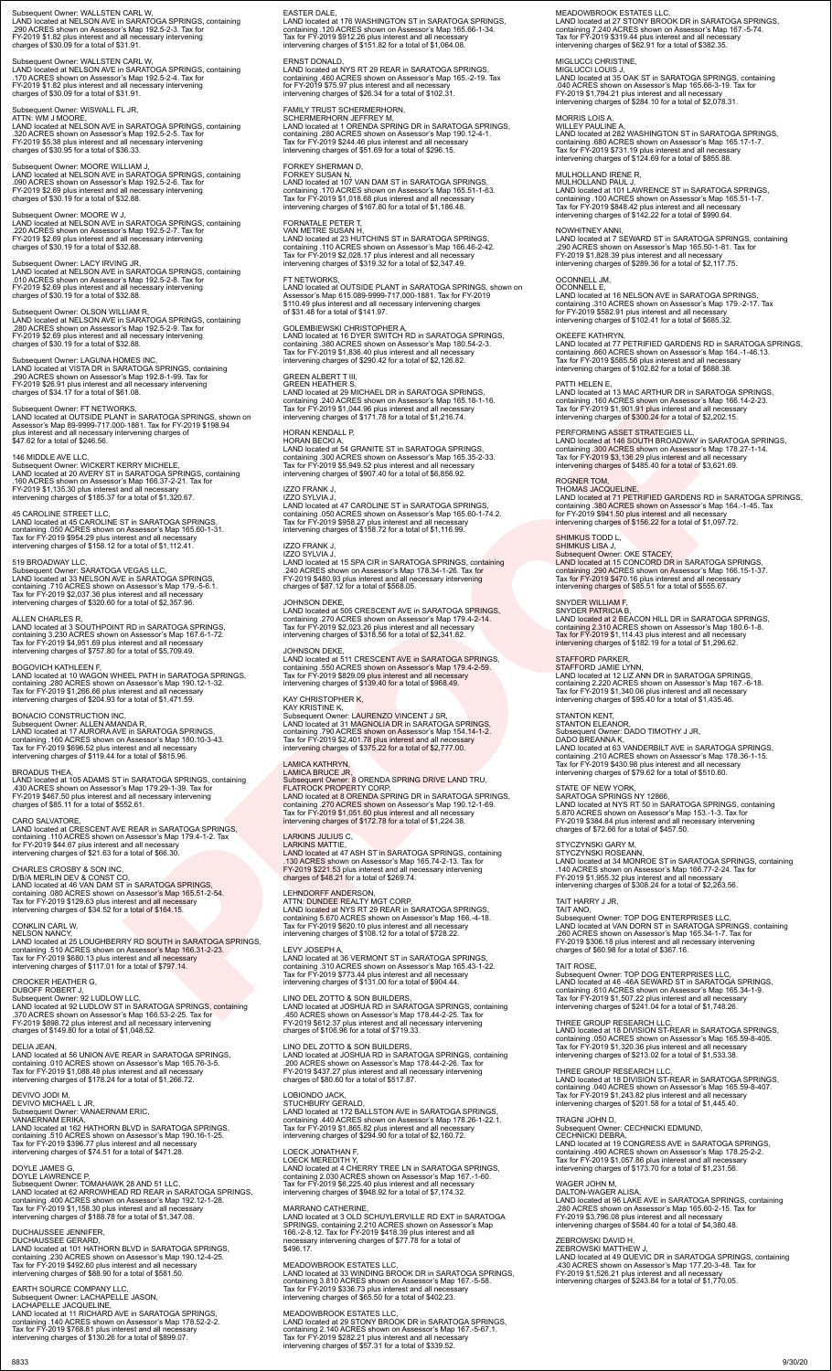Subsequent Owner: WALLSTEN CARL W,
LAND located at NELSON AVE in SARATOGA SPRINGS, containing .290 ACRES shown on Assessor's Map 192.5-2-3. Tax for FY-2019 $1.82 plus interest and all necessary intervening charges of $30.09 for a total of $31.91.

Subsequent Owner: WALLSTEN CARL W,
LAND located at NELSON AVE in SARATOGA SPRINGS, containing .170 ACRES shown on Assessor's Map 192.5-2-4. Tax for FY-2019 $1.82 plus interest and all necessary intervening charges of $30.09 for a total of $31.91.

Subsequent Owner: WISWALL FL JR,
ATTN: WM J MOORE,
LAND located at NELSON AVE in SARATOGA SPRINGS, containing .320 ACRES shown on Assessor's Map 192.5-2-5. Tax for FY-2019 $5.38 plus interest and all necessary intervening charges of $30.95 for a total of $36.33.

Subsequent Owner: MOORE WILLIAM J,
LAND located at NELSON AVE in SARATOGA SPRINGS, containing .090 ACRES shown on Assessor's Map 192.5-2-6. Tax for FY-2019 $2.69 plus interest and all necessary intervening charges of $30.19 for a total of $32.88.

Subsequent Owner: MOORE W J,
LAND located at NELSON AVE in SARATOGA SPRINGS, containing .220 ACRES shown on Assessor's Map 192.5-2-7. Tax for FY-2019 $2.69 plus interest and all necessary intervening charges of $30.19 for a total of $32.88.

Subsequent Owner: LACY IRVING JR,
LAND located at NELSON AVE in SARATOGA SPRINGS, containing .010 ACRES shown on Assessor's Map 192.5-2-8. Tax for FY-2019 $2.69 plus interest and all necessary intervening charges of $30.19 for a total of $32.88.

Subsequent Owner: OLSON WILLIAM R,
LAND located at NELSON AVE in SARATOGA SPRINGS, containing .280 ACRES shown on Assessor's Map 192.5-2-9. Tax for FY-2019 $2.69 plus interest and all necessary intervening charges of $30.19 for a total of $32.88.

Subsequent Owner: LAGUNA HOMES INC,
LAND located at VISTA DR in SARATOGA SPRINGS, containing .290 ACRES shown on Assessor's Map 192.8-1-99. Tax for FY-2019 $26.91 plus interest and all necessary intervening charges of $34.17 for a total of $61.08.

Subsequent Owner: FT NETWORKS,
LAND located at OUTSIDE PLANT in SARATOGA SPRINGS, shown on Assessor's Map 89-9999-717.000-1881. Tax for FY-2019 $198.94 plus interest and all necessary intervening charges of $47.62 for a total of $246.56.

146 MIDDLE AVE LLC,
Subsequent Owner: WICKERT KERRY MICHELE,
LAND located at 20 AVERY ST in SARATOGA SPRINGS, containing .160 ACRES shown on Assessor's Map 166.37-2-21. Tax for FY-2019 $1,135.30 plus interest and all necessary intervening charges of $185.37 for a total of $1,320.67.

45 CAROLINE STREET LLC,
LAND located at 45 CAROLINE ST in SARATOGA SPRINGS, containing .050 ACRES shown on Assessor's Map 165.60-1-31. Tax for FY-2019 $954.29 plus interest and all necessary intervening charges of $158.12 for a total of $1,112.41.

519 BROADWAY LLC,
Subsequent Owner: SARATOGA VEGAS LLC,
LAND located at 33 NELSON AVE in SARATOGA SPRINGS, containing .710 ACRES shown on Assessor's Map 179.-5-6.1. Tax for FY-2019 $2,037.36 plus interest and all necessary intervening charges of $320.60 for a total of $2,357.96.

ALLEN CHARLES R,
LAND located at 3 SOUTHPOINT RD in SARATOGA SPRINGS, containing 3.230 ACRES shown on Assessor's Map 167.6-1-72. Tax for FY-2019 $4,951.69 plus interest and all necessary intervening charges of $757.80 for a total of $5,709.49.

BOGOVICH KATHLEEN F,
LAND located at 10 WAGON WHEEL PATH in SARATOGA SPRINGS, containing .280 ACRES shown on Assessor's Map 190.12-1-32. Tax for FY-2019 $1,266.66 plus interest and all necessary intervening charges of $204.93 for a total of $1,471.59.

BONACIO CONSTRUCTION INC,
Subsequent Owner: ALLEN AMANDA R,
LAND located at 17 AURORA AVE in SARATOGA SPRINGS, containing .160 ACRES shown on Assessor's Map 180.10-3-43. Tax for FY-2019 $696.52 plus interest and all necessary intervening charges of $119.44 for a total of $815.96.

BROADUS THEA,
LAND located at 105 ADAMS ST in SARATOGA SPRINGS, containing .430 ACRES shown on Assessor's Map 179.29-1-39. Tax for FY-2019 $467.50 plus interest and all necessary intervening charges of $85.11 for a total of $552.61.

CARO SALVATORE,
LAND located at CRESCENT AVE REAR in SARATOGA SPRINGS, containing .110 ACRES shown on Assessor's Map 179.4-1-2. Tax for FY-2019 $44.67 plus interest and all necessary intervening charges of $21.63 for a total of $66.30.

CHARLES CROSBY & SON INC,
D/B/A MERLIN DEV & CONST CO,
LAND located at 46 VAN DAM ST in SARATOGA SPRINGS, containing .080 ACRES shown on Assessor's Map 165.51-2-54. Tax for FY-2019 $129.63 plus interest and all necessary intervening charges of $34.52 for a total of $164.15.

CONKLIN CARL W,
NELSON NANCY,
LAND located at 25 LOUGHBERRY RD SOUTH in SARATOGA SPRINGS, containing .510 ACRES shown on Assessor's Map 166.31-2-23. Tax for FY-2019 $680.13 plus interest and all necessary intervening charges of $117.01 for a total of $797.14.

CROCKER HEATHER G,
DUBOFF ROBERT J,
Subsequent Owner: 92 LUDLOW LLC,
LAND located at 92 LUDLOW ST in SARATOGA SPRINGS, containing .370 ACRES shown on Assessor's Map 166.53-2-25. Tax for FY-2019 $898.72 plus interest and all necessary intervening charges of $149.80 for a total of $1,048.52.

DELIA JEAN,
LAND located at 56 UNION AVE REAR in SARATOGA SPRINGS, containing .010 ACRES shown on Assessor's Map 165.76-3-5. Tax for FY-2019 $1,088.48 plus interest and all necessary intervening charges of $178.24 for a total of $1,266.72.

DEVIVO JODI M,
DEVIVO MICHAEL L JR,
Subsequent Owner: VANAERNAM ERIC,
VANAERNAM ERIKA,
LAND located at 162 HATHORN BLVD in SARATOGA SPRINGS, containing .510 ACRES shown on Assessor's Map 190.16-1-25. Tax for FY-2019 $396.77 plus interest and all necessary intervening charges of $74.51 for a total of $471.28.

DOYLE JAMES G,
DOYLE LAWRENCE P,
Subsequent Owner: TOMAHAWK 28 AND 51 LLC,
LAND located at 62 ARROWHEAD RD REAR in SARATOGA SPRINGS, containing .400 ACRES shown on Assessor's Map 192.12-1-28. Tax for FY-2019 $1,158.30 plus interest and all necessary intervening charges of $188.78 for a total of $1,347.08.

DUCHAUSSEE JENNIFER,
DUCHAUSSEE GERARD,
LAND located at 101 HATHORN BLVD in SARATOGA SPRINGS, containing .230 ACRES shown on Assessor's Map 190.12-4-25. Tax for FY-2019 $492.60 plus interest and all necessary intervening charges of $88.90 for a total of $581.50.

EARTH SOURCE COMPANY LLC,
Subsequent Owner: LACHAPELLE JASON,
LACHAPELLE JACQUELINE,
LAND located at 11 RICHARD AVE in SARATOGA SPRINGS, containing .140 ACRES shown on Assessor's Map 178.52-2-2. Tax for FY-2019 $768.81 plus interest and all necessary intervening charges of $130.26 for a total of $899.07.

EASTER DALE,
LAND located at 176 WASHINGTON ST in SARATOGA SPRINGS, containing .120 ACRES shown on Assessor's Map 165.66-1-34. Tax for FY-2019 $912.26 plus interest and all necessary intervening charges of $151.82 for a total of $1,064.08.

ERNST DONALD,
LAND located at NYS RT 29 REAR in SARATOGA SPRINGS, containing .460 ACRES shown on Assessor's Map 165.-2-19. Tax for FY-2019 $75.97 plus interest and all necessary intervening charges of $26.34 for a total of $102.31.

FAMILY TRUST SCHERMERHORN,
SCHERMERHORN JEFFREY M,
LAND located at 1 ORENDA SPRING DR in SARATOGA SPRINGS, containing .280 ACRES shown on Assessor's Map 190.12-4-1. Tax for FY-2019 $244.46 plus interest and all necessary intervening charges of $51.69 for a total of $296.15.

FORKEY SHERMAN D,
FORKEY SUSAN N,
LAND located at 107 VAN DAM ST in SARATOGA SPRINGS, containing .170 ACRES shown on Assessor's Map 165.51-1-63. Tax for FY-2019 $1,018.68 plus interest and all necessary intervening charges of $167.80 for a total of $1,186.48.

FORNATALE PETER T,
VAN METRE SUSAN H,
LAND located at 23 HUTCHINS ST in SARATOGA SPRINGS, containing .110 ACRES shown on Assessor's Map 166.46-2-42. Tax for FY-2019 $2,028.17 plus interest and all necessary intervening charges of $319.32 for a total of $2,347.49.

FT NETWORKS,
LAND located at OUTSIDE PLANT in SARATOGA SPRINGS, shown on Assessor's Map 615.089-9999-717.000-1881. Tax for FY-2019 $110.49 plus interest and all necessary intervening charges of $31.48 for a total of $141.97.

GOLEMBIEWSKI CHRISTOPHER A,
LAND located at 16 DYER SWITCH RD in SARATOGA SPRINGS, containing .380 ACRES shown on Assessor's Map 180.54-2-3. Tax for FY-2019 $1,836.40 plus interest and all necessary intervening charges of $290.42 for a total of $2,126.82.

GREEN ALBERT T III,
GREEN HEATHER S,
LAND located at 29 MICHAEL DR in SARATOGA SPRINGS, containing .240 ACRES shown on Assessor's Map 165.18-1-16. Tax for FY-2019 $1,044.96 plus interest and all necessary intervening charges of $171.78 for a total of $1,216.74.

HORAN KENDALL P,
HORAN BECKI A,
LAND located at 54 GRANITE ST in SARATOGA SPRINGS, containing .300 ACRES shown on Assessor's Map 165.35-2-33. Tax for FY-2019 $5,949.52 plus interest and all necessary intervening charges of $907.40 for a total of $6,856.92.

IZZO FRANK J,
IZZO SYLVIA J,
LAND located at 47 CAROLINE ST in SARATOGA SPRINGS, containing .050 ACRES shown on Assessor's Map 165.60-1-74.2. Tax for FY-2019 $958.27 plus interest and all necessary intervening charges of $158.72 for a total of $1,116.99.

IZZO FRANK J,
IZZO SYLVIA J,
LAND located at 15 SPA CIR in SARATOGA SPRINGS, containing .240 ACRES shown on Assessor's Map 178.34-1-26. Tax for FY-2019 $480.93 plus interest and all necessary intervening charges of $87.12 for a total of $568.05.

JOHNSON DEKE,
LAND located at 505 CRESCENT AVE in SARATOGA SPRINGS, containing .270 ACRES shown on Assessor's Map 179.4-2-14. Tax for FY-2019 $2,023.26 plus interest and all necessary intervening charges of $318.56 for a total of $2,341.82.

JOHNSON DEKE,
LAND located at 511 CRESCENT AVE in SARATOGA SPRINGS, containing .550 ACRES shown on Assessor's Map 179.4-2-59. Tax for FY-2019 $829.09 plus interest and all necessary intervening charges of $139.40 for a total of $968.49.

KAY CHRISTOPHER K,
KAY KRISTINE K,
Subsequent Owner: LAURENZO VINCENT J SR,
LAND located at 31 MAGNOLIA DR in SARATOGA SPRINGS, containing .790 ACRES shown on Assessor's Map 154.14-1-2. Tax for FY-2019 $2,401.78 plus interest and all necessary intervening charges of $375.22 for a total of $2,777.00.

LAMICA KATHRYN,
LAMICA BRUCE JR,
Subsequent Owner: 8 ORENDA SPRING DRIVE LAND TRU,
FLATROCK PROPERTY CORP,
LAND located at 8 ORENDA SPRING DR in SARATOGA SPRINGS, containing .270 ACRES shown on Assessor's Map 190.12-1-69. Tax for FY-2019 $1,051.60 plus interest and all necessary intervening charges of $172.78 for a total of $1,224.38.

LARKINS JULIUS C,
LARKINS MATTIE,
LAND located at 47 ASH ST in SARATOGA SPRINGS, containing .130 ACRES shown on Assessor's Map 165.74-2-13. Tax for FY-2019 $221.53 plus interest and all necessary intervening charges of $48.21 for a total of $269.74.

LEHNDORFF ANDERSON,
ATTN: DUNDEE REALTY MGT CORP,
LAND located at NYS RT 29 REAR in SARATOGA SPRINGS, containing 5.670 ACRES shown on Assessor's Map 166.-4-18. Tax for FY-2019 $620.10 plus interest and all necessary intervening charges of $108.12 for a total of $728.22.

LEVY JOSEPH A,
LAND located at 36 VERMONT ST in SARATOGA SPRINGS, containing .310 ACRES shown on Assessor's Map 165.43-1-22. Tax for FY-2019 $773.44 plus interest and all necessary intervening charges of $131.00 for a total of $904.44.

LINO DEL ZOTTO & SON BUILDERS,
LAND located at JOSHUA RD in SARATOGA SPRINGS, containing .450 ACRES shown on Assessor's Map 178.44-2-25. Tax for FY-2019 $612.37 plus interest and all necessary intervening charges of $106.96 for a total of $719.33.

LINO DEL ZOTTO & SON BUILDERS,
LAND located at JOSHUA RD in SARATOGA SPRINGS, containing .200 ACRES shown on Assessor's Map 178.44-2-26. Tax for FY-2019 $437.27 plus interest and all necessary intervening charges of $80.60 for a total of $517.87.

LOBIONDO JACK,
STUCHBURY GERALD,
LAND located at 172 BALLSTON AVE in SARATOGA SPRINGS, containing .440 ACRES shown on Assessor's Map 178.26-1-22.1. Tax for FY-2019 $1,865.82 plus interest and all necessary intervening charges of $294.90 for a total of $2,160.72.

LOECK JONATHAN F,
LOECK MEREDITH Y,
LAND located at 4 CHERRY TREE LN in SARATOGA SPRINGS, containing 2.030 ACRES shown on Assessor's Map 167.-1-60. Tax for FY-2019 $6,225.40 plus interest and all necessary intervening charges of $948.92 for a total of $7,174.32.

MARRANO CATHERINE,
LAND located at 3 OLD SCHUYLERVILLE RD EXT in SARATOGA SPRINGS, containing 2.210 ACRES shown on Assessor's Map 166.-2-8.12. Tax for FY-2019 $418.39 plus interest and all necessary intervening charges of $77.78 for a total of $496.17.

MEADOWBROOK ESTATES LLC,
LAND located at 33 WINDING BROOK DR in SARATOGA SPRINGS, containing 3.810 ACRES shown on Assessor's Map 167.-5-58. Tax for FY-2019 $336.73 plus interest and all necessary intervening charges of $65.50 for a total of $402.23.

MEADOWBROOK ESTATES LLC,
LAND located at 29 STONY BROOK DR in SARATOGA SPRINGS, containing 2.140 ACRES shown on Assessor's Map 167.-5-67.1. Tax for FY-2019 $282.21 plus interest and all necessary intervening charges of $57.31 for a total of $339.52.

MEADOWBROOK ESTATES LLC,
LAND located at 27 STONY BROOK DR in SARATOGA SPRINGS, containing 7.240 ACRES shown on Assessor's Map 167.-5-74. Tax for FY-2019 $319.44 plus interest and all necessary intervening charges of $62.91 for a total of $382.35.

MIGLUCCI CHRISTINE,
MIGLUCCI LOUIS J,
LAND located at 35 OAK ST in SARATOGA SPRINGS, containing .040 ACRES shown on Assessor's Map 165.66-3-19. Tax for FY-2019 $1,794.21 plus interest and all necessary intervening charges of $284.10 for a total of $2,078.31.

MORRIS LOIS A,
WILLEY PAULINE A,
LAND located at 282 WASHINGTON ST in SARATOGA SPRINGS, containing .680 ACRES shown on Assessor's Map 165.17-1-7. Tax for FY-2019 $731.19 plus interest and all necessary intervening charges of $124.69 for a total of $855.88.

MULHOLLAND IRENE R,
MULHOLLAND PAUL J,
LAND located at 101 LAWRENCE ST in SARATOGA SPRINGS, containing .100 ACRES shown on Assessor's Map 165.51-1-7. Tax for FY-2019 $848.42 plus interest and all necessary intervening charges of $142.22 for a total of $990.64.

NOWHITNEY ANNI,
LAND located at 7 SEWARD ST in SARATOGA SPRINGS, containing .290 ACRES shown on Assessor's Map 165.50-1-81. Tax for FY-2019 $1,828.39 plus interest and all necessary intervening charges of $289.36 for a total of $2,117.75.

OCONNELL JM,
OCONNELL E,
LAND located at 16 NELSON AVE in SARATOGA SPRINGS, containing .310 ACRES shown on Assessor's Map 179.-2-17. Tax for FY-2019 $582.91 plus interest and all necessary intervening charges of $102.41 for a total of $685.32.

OKEEFE KATHRYN,
LAND located at 77 PETRIFIED GARDENS RD in SARATOGA SPRINGS, containing .660 ACRES shown on Assessor's Map 164.-1-46.13. Tax for FY-2019 $585.56 plus interest and all necessary intervening charges of $102.82 for a total of $688.38.

PATTI HELEN E,
LAND located at 13 MAC ARTHUR DR in SARATOGA SPRINGS, containing .160 ACRES shown on Assessor's Map 166.14-2-23. Tax for FY-2019 $1,901.91 plus interest and all necessary intervening charges of $300.24 for a total of $2,202.15.

PERFORMING ASSET STRATEGIES LL,
LAND located at 146 SOUTH BROADWAY in SARATOGA SPRINGS, containing .300 ACRES shown on Assessor's Map 178.27-1-14. Tax for FY-2019 $3,136.29 plus interest and all necessary intervening charges of $485.40 for a total of $3,621.69.

ROGNER TOM,
THOMAS JACQUELINE,
LAND located at 71 PETRIFIED GARDENS RD in SARATOGA SPRINGS, containing .380 ACRES shown on Assessor's Map 164.-1-45. Tax for FY-2019 $941.50 plus interest and all necessary intervening charges of $156.22 for a total of $1,097.72.

SHIMKUS TODD L,
SHIMKUS LISA J,
Subsequent Owner: OKE STACEY,
LAND located at 15 CONCORD DR in SARATOGA SPRINGS, containing .290 ACRES shown on Assessor's Map 166.15-1-37. Tax for FY-2019 $470.16 plus interest and all necessary intervening charges of $85.51 for a total of $555.67.

SNYDER WILLIAM F,
SNYDER PATRICIA B,
LAND located at 2 BEACON HILL DR in SARATOGA SPRINGS, containing 2.310 ACRES shown on Assessor's Map 180.6-1-8. Tax for FY-2019 $1,114.43 plus interest and all necessary intervening charges of $182.19 for a total of $1,296.62.

STAFFORD PARKER,
STAFFORD JAMIE LYNN,
LAND located at 12 LIZ ANN DR in SARATOGA SPRINGS, containing 2.220 ACRES shown on Assessor's Map 167.-6-18. Tax for FY-2019 $1,340.06 plus interest and all necessary intervening charges of $95.40 for a total of $1,435.46.

STANTON KENT,
STANTON ELEANOR,
Subsequent Owner: DADO TIMOTHY J JR,
DADO BREANNA K,
LAND located at 63 VANDERBILT AVE in SARATOGA SPRINGS, containing .210 ACRES shown on Assessor's Map 178.36-1-15. Tax for FY-2019 $430.98 plus interest and all necessary intervening charges of $79.62 for a total of $510.60.

STATE OF NEW YORK,
SARATOGA SPRINGS NY 12866,
LAND located at NYS RT 50 in SARATOGA SPRINGS, containing 5.870 ACRES shown on Assessor's Map 153.-1-3. Tax for FY-2019 $384.84 plus interest and all necessary intervening charges of $72.66 for a total of $457.50.

STYCZYNSKI GARY M,
STYCZYNSKI ROSEANN,
LAND located at 34 MONROE ST in SARATOGA SPRINGS, containing .140 ACRES shown on Assessor's Map 166.77-2-24. Tax for FY-2019 $1,955.32 plus interest and all necessary intervening charges of $308.24 for a total of $2,263.56.

TAIT HARRY J JR,
TAIT ANO,
Subsequent Owner: TOP DOG ENTERPRISES LLC,
LAND located at VAN DORN ST in SARATOGA SPRINGS, containing .260 ACRES shown on Assessor's Map 165.34-1-7. Tax for FY-2019 $306.18 plus interest and all necessary intervening charges of $60.98 for a total of $367.16.

TAIT ROSE,
Subsequent Owner: TOP DOG ENTERPRISES LLC,
LAND located at 46 -46A SEWARD ST in SARATOGA SPRINGS, containing .610 ACRES shown on Assessor's Map 165.34-1-9. Tax for FY-2019 $1,507.22 plus interest and all necessary intervening charges of $241.04 for a total of $1,748.26.

THREE GROUP RESEARCH LLC,
LAND located at 18 DIVISION ST-REAR in SARATOGA SPRINGS, containing .050 ACRES shown on Assessor's Map 165.59-8-405. Tax for FY-2019 $1,320.36 plus interest and all necessary intervening charges of $213.02 for a total of $1,533.38.

THREE GROUP RESEARCH LLC,
LAND located at 18 DIVISION ST-REAR in SARATOGA SPRINGS, containing .040 ACRES shown on Assessor's Map 165.59-8-407. Tax for FY-2019 $1,243.82 plus interest and all necessary intervening charges of $201.58 for a total of $1,445.40.

TRAGNI JOHN D,
Subsequent Owner: CECHNICKI EDMUND,
CECHNICKI DEBRA,
LAND located at 19 CONGRESS AVE in SARATOGA SPRINGS, containing .490 ACRES shown on Assessor's Map 178.25-2-2. Tax for FY-2019 $1,057.86 plus interest and all necessary intervening charges of $173.70 for a total of $1,231.56.

WAGER JOHN M,
DALTON-WAGER ALISA,
LAND located at 96 LAKE AVE in SARATOGA SPRINGS, containing .280 ACRES shown on Assessor's Map 165.60-2-15. Tax for FY-2019 $3,796.08 plus interest and all necessary intervening charges of $584.40 for a total of $4,380.48.

ZEBROWSKI DAVID H,
ZEBROWSKI MATTHEW J,
LAND located at 49 QUEVIC DR in SARATOGA SPRINGS, containing .430 ACRES shown on Assessor's Map 177.20-3-48. Tax for FY-2019 $1,526.21 plus interest and all necessary intervening charges of $243.84 for a total of $1,770.05.

8833

9/30/20